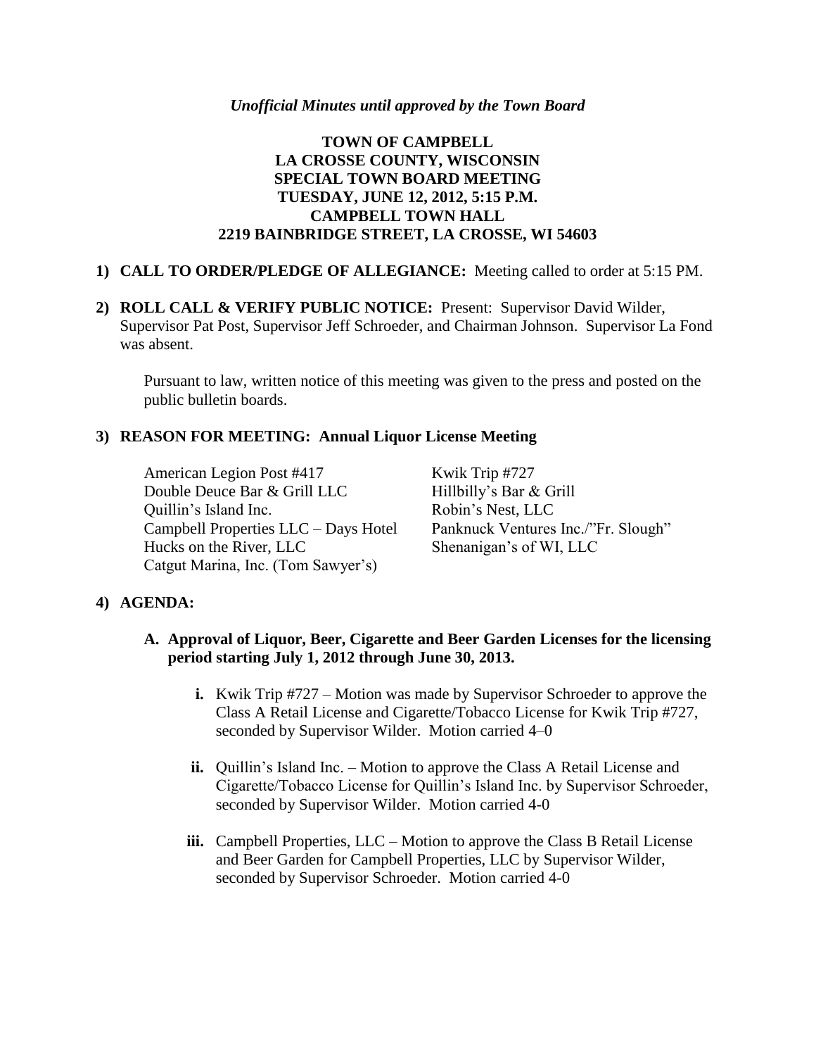*Unofficial Minutes until approved by the Town Board*

# TOWN OF CAMPBELL
# LA CROSSE COUNTY, WISCONSIN
# SPECIAL TOWN BOARD MEETING
# TUESDAY, JUNE 12, 2012, 5:15 P.M.
# CAMPBELL TOWN HALL
# 2219 BAINBRIDGE STREET, LA CROSSE, WI 54603

1) **CALL TO ORDER/PLEDGE OF ALLEGIANCE:** Meeting called to order at 5:15 PM.

2) **ROLL CALL & VERIFY PUBLIC NOTICE:** Present: Supervisor David Wilder, Supervisor Pat Post, Supervisor Jeff Schroeder, and Chairman Johnson. Supervisor La Fond was absent.

   Pursuant to law, written notice of this meeting was given to the press and posted on the public bulletin boards.

3) **REASON FOR MEETING: Annual Liquor License Meeting**

   American Legion Post #417
   Double Deuce Bar & Grill LLC
   Quillin's Island Inc.
   Campbell Properties LLC – Days Hotel
   Hucks on the River, LLC
   Catgut Marina, Inc. (Tom Sawyer's)
   Kwik Trip #727
   Hillbilly's Bar & Grill
   Robin's Nest, LLC
   Panknuck Ventures Inc./"Fr. Slough"
   Shenanigan's of WI, LLC

4) **AGENDA:**

   **A. Approval of Liquor, Beer, Cigarette and Beer Garden Licenses for the licensing period starting July 1, 2012 through June 30, 2013.**

   **i.** Kwik Trip #727 – Motion was made by Supervisor Schroeder to approve the Class A Retail License and Cigarette/Tobacco License for Kwik Trip #727, seconded by Supervisor Wilder. Motion carried 4–0

   **ii.** Quillin's Island Inc. – Motion to approve the Class A Retail License and Cigarette/Tobacco License for Quillin's Island Inc. by Supervisor Schroeder, seconded by Supervisor Wilder. Motion carried 4-0

   **iii.** Campbell Properties, LLC – Motion to approve the Class B Retail License and Beer Garden for Campbell Properties, LLC by Supervisor Wilder, seconded by Supervisor Schroeder. Motion carried 4-0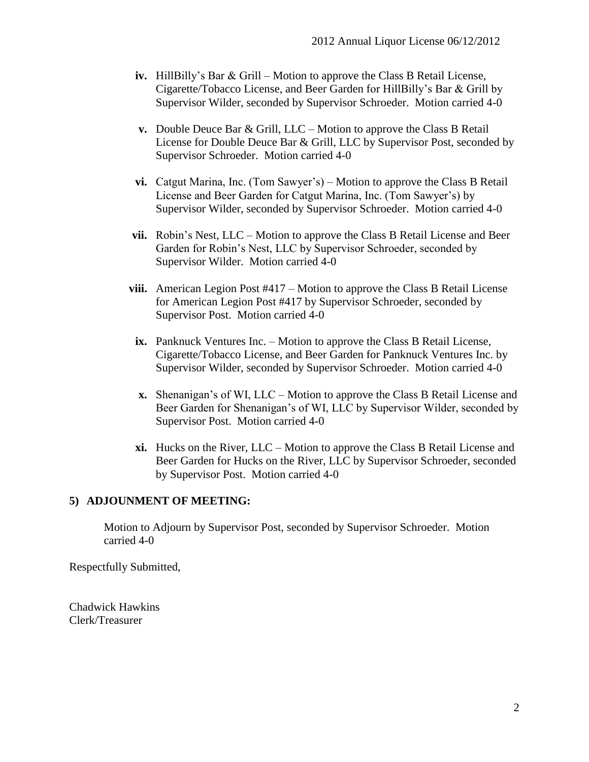- **iv.** HillBilly's Bar & Grill – Motion to approve the Class B Retail License, Cigarette/Tobacco License, and Beer Garden for HillBilly's Bar & Grill by Supervisor Wilder, seconded by Supervisor Schroeder. Motion carried 4-0

- **v.** Double Deuce Bar & Grill, LLC – Motion to approve the Class B Retail License for Double Deuce Bar & Grill, LLC by Supervisor Post, seconded by Supervisor Schroeder. Motion carried 4-0

- **vi.** Catgut Marina, Inc. (Tom Sawyer's) – Motion to approve the Class B Retail License and Beer Garden for Catgut Marina, Inc. (Tom Sawyer's) by Supervisor Wilder, seconded by Supervisor Schroeder. Motion carried 4-0

- **vii.** Robin's Nest, LLC – Motion to approve the Class B Retail License and Beer Garden for Robin's Nest, LLC by Supervisor Schroeder, seconded by Supervisor Wilder. Motion carried 4-0

- **viii.** American Legion Post #417 – Motion to approve the Class B Retail License for American Legion Post #417 by Supervisor Schroeder, seconded by Supervisor Post. Motion carried 4-0

- **ix.** Panknuck Ventures Inc. – Motion to approve the Class B Retail License, Cigarette/Tobacco License, and Beer Garden for Panknuck Ventures Inc. by Supervisor Wilder, seconded by Supervisor Schroeder. Motion carried 4-0

- **x.** Shenanigan's of WI, LLC – Motion to approve the Class B Retail License and Beer Garden for Shenanigan's of WI, LLC by Supervisor Wilder, seconded by Supervisor Post. Motion carried 4-0

- **xi.** Hucks on the River, LLC – Motion to approve the Class B Retail License and Beer Garden for Hucks on the River, LLC by Supervisor Schroeder, seconded by Supervisor Post. Motion carried 4-0

**5) ADJOUNMENT OF MEETING:**

Motion to Adjourn by Supervisor Post, seconded by Supervisor Schroeder. Motion carried 4-0

Respectfully Submitted,

Chadwick Hawkins
Clerk/Treasurer